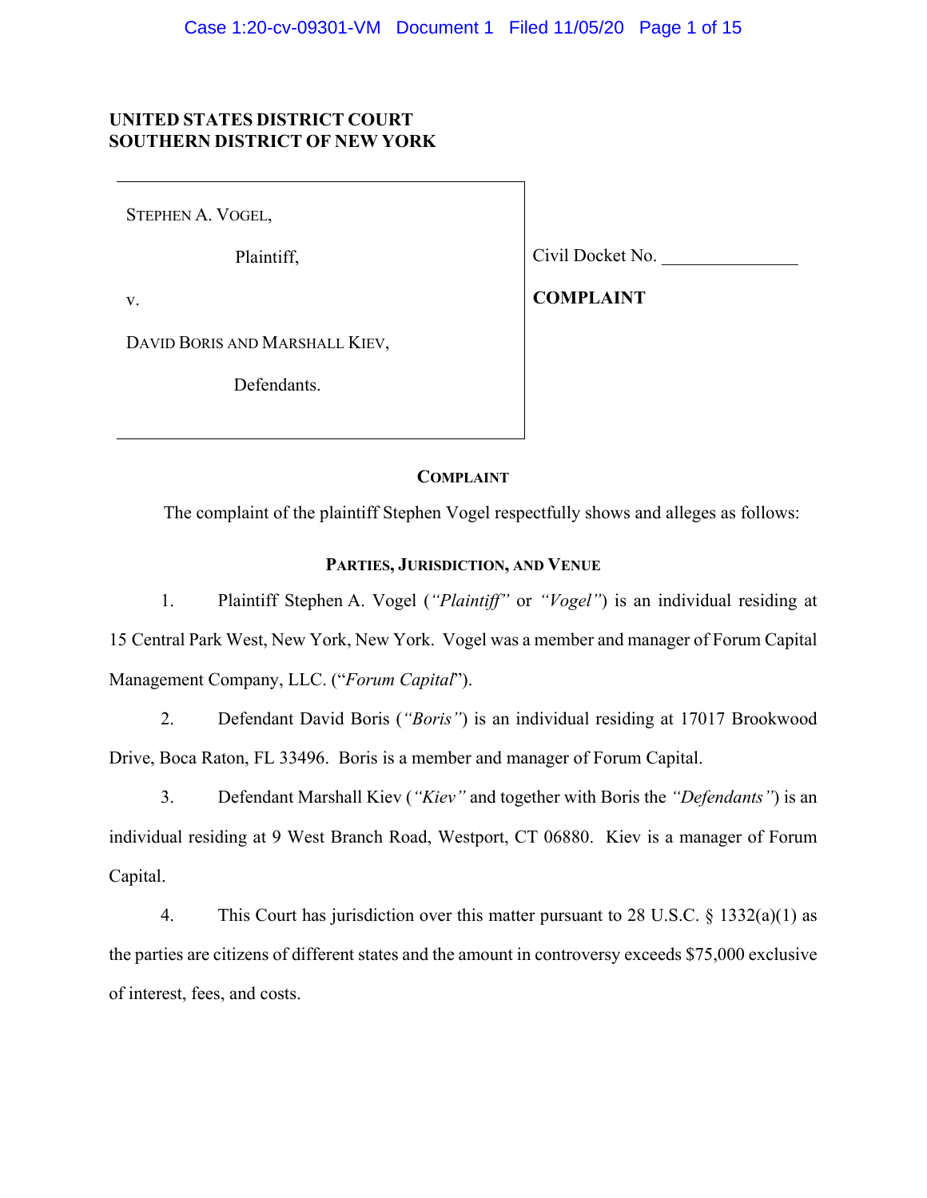**UNITED STATES DISTRICT COURT**
**SOUTHERN DISTRICT OF NEW YORK**

| | |
|---|---|
| STEPHEN A. VOGEL,<br><br>Plaintiff,<br><br>v.<br><br>DAVID BORIS AND MARSHALL KIEV,<br><br>Defendants. | Civil Docket No. _______________<br><br>**COMPLAINT** |

## COMPLAINT

The complaint of the plaintiff Stephen Vogel respectfully shows and alleges as follows:

### PARTIES, JURISDICTION, AND VENUE

1. Plaintiff Stephen A. Vogel (*"Plaintiff"* or *"Vogel"*) is an individual residing at 15 Central Park West, New York, New York. Vogel was a member and manager of Forum Capital Management Company, LLC. ("*Forum Capital*").

2. Defendant David Boris (*"Boris"*) is an individual residing at 17017 Brookwood Drive, Boca Raton, FL 33496. Boris is a member and manager of Forum Capital.

3. Defendant Marshall Kiev (*"Kiev"* and together with Boris the *"Defendants"*) is an individual residing at 9 West Branch Road, Westport, CT 06880. Kiev is a manager of Forum Capital.

4. This Court has jurisdiction over this matter pursuant to 28 U.S.C. § 1332(a)(1) as the parties are citizens of different states and the amount in controversy exceeds $75,000 exclusive of interest, fees, and costs.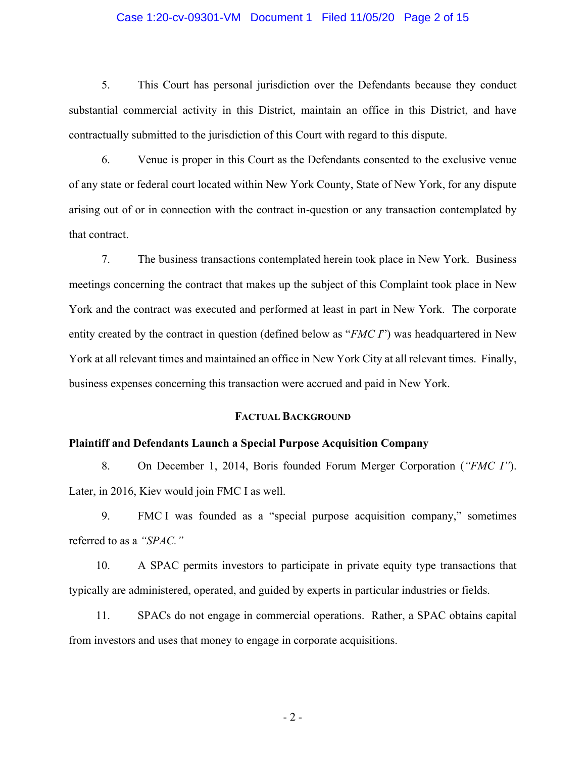5. This Court has personal jurisdiction over the Defendants because they conduct substantial commercial activity in this District, maintain an office in this District, and have contractually submitted to the jurisdiction of this Court with regard to this dispute.

6. Venue is proper in this Court as the Defendants consented to the exclusive venue of any state or federal court located within New York County, State of New York, for any dispute arising out of or in connection with the contract in-question or any transaction contemplated by that contract.

7. The business transactions contemplated herein took place in New York. Business meetings concerning the contract that makes up the subject of this Complaint took place in New York and the contract was executed and performed at least in part in New York. The corporate entity created by the contract in question (defined below as "*FMC I*") was headquartered in New York at all relevant times and maintained an office in New York City at all relevant times. Finally, business expenses concerning this transaction were accrued and paid in New York.

## FACTUAL BACKGROUND

### Plaintiff and Defendants Launch a Special Purpose Acquisition Company

8. On December 1, 2014, Boris founded Forum Merger Corporation (*"FMC I"*). Later, in 2016, Kiev would join FMC I as well.

9. FMC I was founded as a "special purpose acquisition company," sometimes referred to as a *"SPAC."*

10. A SPAC permits investors to participate in private equity type transactions that typically are administered, operated, and guided by experts in particular industries or fields.

11. SPACs do not engage in commercial operations. Rather, a SPAC obtains capital from investors and uses that money to engage in corporate acquisitions.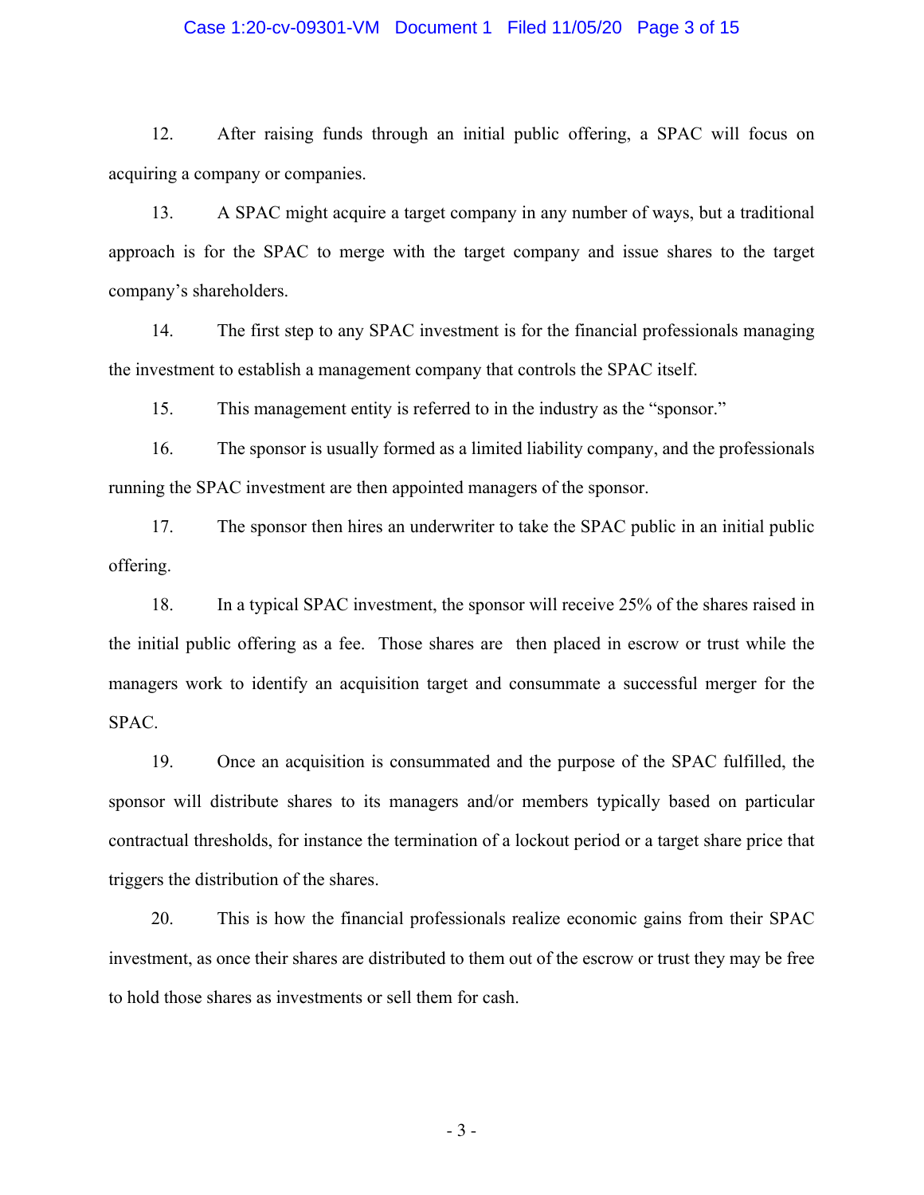12. After raising funds through an initial public offering, a SPAC will focus on acquiring a company or companies.

13. A SPAC might acquire a target company in any number of ways, but a traditional approach is for the SPAC to merge with the target company and issue shares to the target company's shareholders.

14. The first step to any SPAC investment is for the financial professionals managing the investment to establish a management company that controls the SPAC itself.

15. This management entity is referred to in the industry as the "sponsor."

16. The sponsor is usually formed as a limited liability company, and the professionals running the SPAC investment are then appointed managers of the sponsor.

17. The sponsor then hires an underwriter to take the SPAC public in an initial public offering.

18. In a typical SPAC investment, the sponsor will receive 25% of the shares raised in the initial public offering as a fee. Those shares are then placed in escrow or trust while the managers work to identify an acquisition target and consummate a successful merger for the SPAC.

19. Once an acquisition is consummated and the purpose of the SPAC fulfilled, the sponsor will distribute shares to its managers and/or members typically based on particular contractual thresholds, for instance the termination of a lockout period or a target share price that triggers the distribution of the shares.

20. This is how the financial professionals realize economic gains from their SPAC investment, as once their shares are distributed to them out of the escrow or trust they may be free to hold those shares as investments or sell them for cash.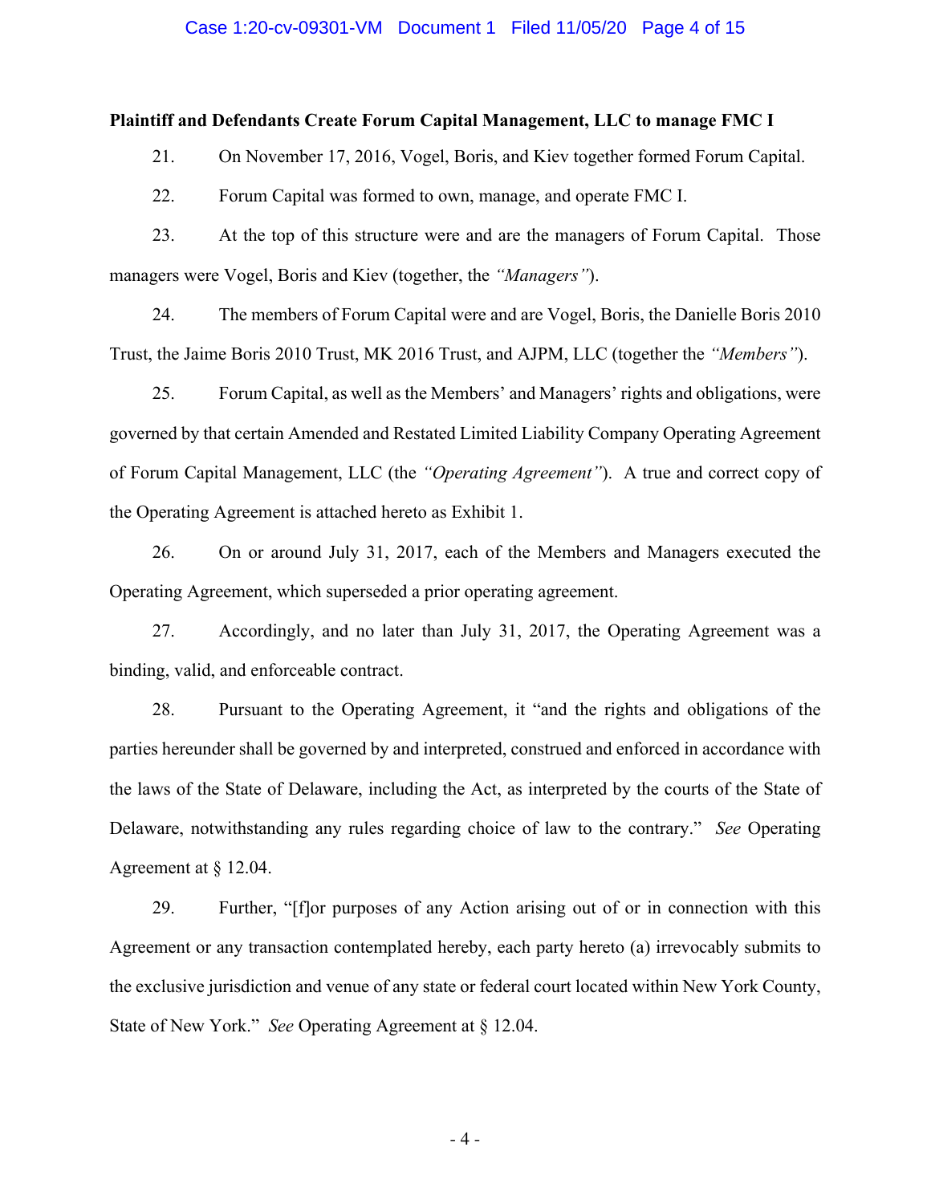**Plaintiff and Defendants Create Forum Capital Management, LLC to manage FMC I**

21. On November 17, 2016, Vogel, Boris, and Kiev together formed Forum Capital.

22. Forum Capital was formed to own, manage, and operate FMC I.

23. At the top of this structure were and are the managers of Forum Capital. Those managers were Vogel, Boris and Kiev (together, the *"Managers"*).

24. The members of Forum Capital were and are Vogel, Boris, the Danielle Boris 2010 Trust, the Jaime Boris 2010 Trust, MK 2016 Trust, and AJPM, LLC (together the *"Members"*).

25. Forum Capital, as well as the Members' and Managers' rights and obligations, were governed by that certain Amended and Restated Limited Liability Company Operating Agreement of Forum Capital Management, LLC (the *"Operating Agreement"*). A true and correct copy of the Operating Agreement is attached hereto as Exhibit 1.

26. On or around July 31, 2017, each of the Members and Managers executed the Operating Agreement, which superseded a prior operating agreement.

27. Accordingly, and no later than July 31, 2017, the Operating Agreement was a binding, valid, and enforceable contract.

28. Pursuant to the Operating Agreement, it "and the rights and obligations of the parties hereunder shall be governed by and interpreted, construed and enforced in accordance with the laws of the State of Delaware, including the Act, as interpreted by the courts of the State of Delaware, notwithstanding any rules regarding choice of law to the contrary." *See* Operating Agreement at § 12.04.

29. Further, "[f]or purposes of any Action arising out of or in connection with this Agreement or any transaction contemplated hereby, each party hereto (a) irrevocably submits to the exclusive jurisdiction and venue of any state or federal court located within New York County, State of New York." *See* Operating Agreement at § 12.04.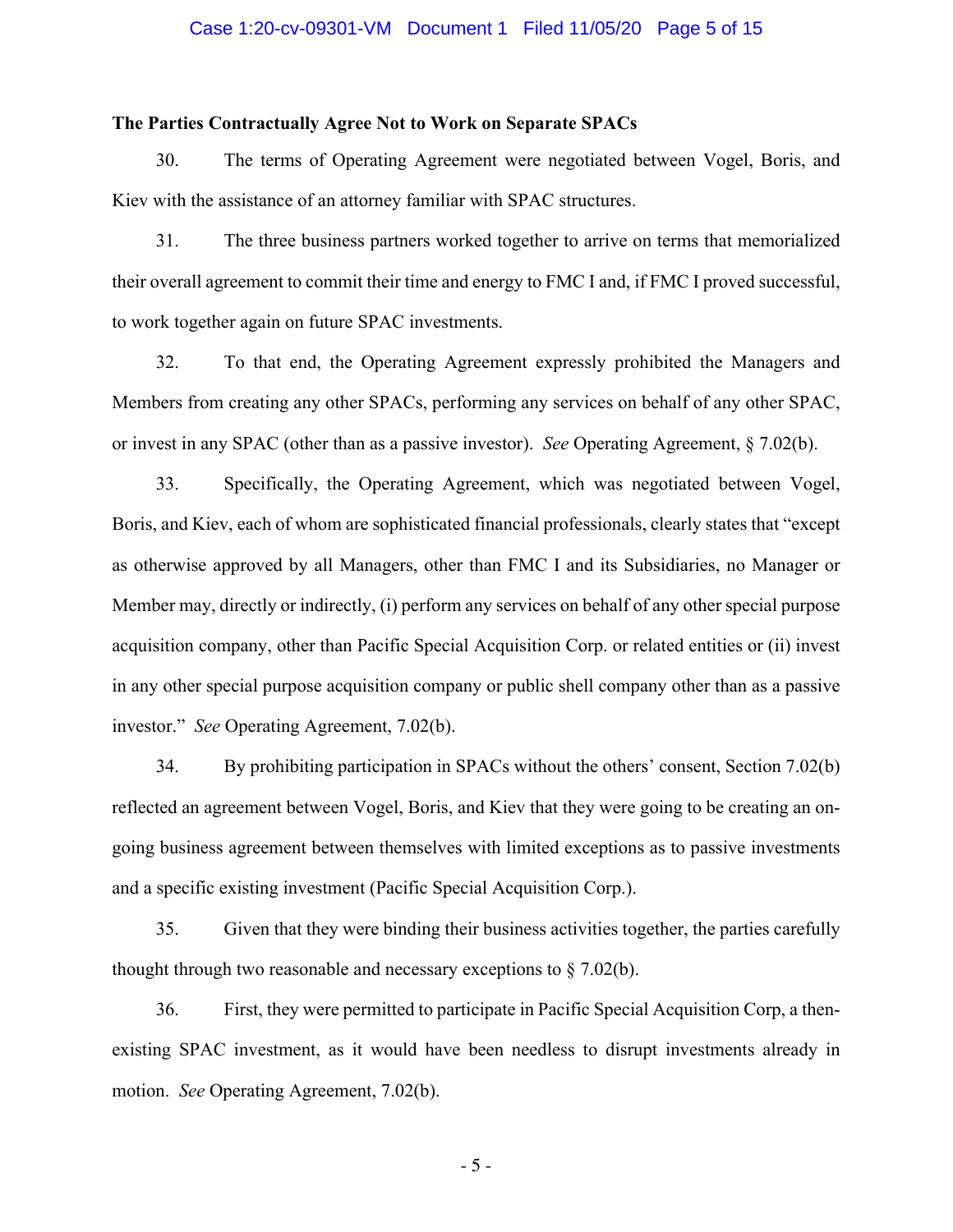**The Parties Contractually Agree Not to Work on Separate SPACs**

30. The terms of Operating Agreement were negotiated between Vogel, Boris, and Kiev with the assistance of an attorney familiar with SPAC structures.

31. The three business partners worked together to arrive on terms that memorialized their overall agreement to commit their time and energy to FMC I and, if FMC I proved successful, to work together again on future SPAC investments.

32. To that end, the Operating Agreement expressly prohibited the Managers and Members from creating any other SPACs, performing any services on behalf of any other SPAC, or invest in any SPAC (other than as a passive investor). *See* Operating Agreement, § 7.02(b).

33. Specifically, the Operating Agreement, which was negotiated between Vogel, Boris, and Kiev, each of whom are sophisticated financial professionals, clearly states that "except as otherwise approved by all Managers, other than FMC I and its Subsidiaries, no Manager or Member may, directly or indirectly, (i) perform any services on behalf of any other special purpose acquisition company, other than Pacific Special Acquisition Corp. or related entities or (ii) invest in any other special purpose acquisition company or public shell company other than as a passive investor." *See* Operating Agreement, 7.02(b).

34. By prohibiting participation in SPACs without the others' consent, Section 7.02(b) reflected an agreement between Vogel, Boris, and Kiev that they were going to be creating an on-going business agreement between themselves with limited exceptions as to passive investments and a specific existing investment (Pacific Special Acquisition Corp.).

35. Given that they were binding their business activities together, the parties carefully thought through two reasonable and necessary exceptions to § 7.02(b).

36. First, they were permitted to participate in Pacific Special Acquisition Corp, a then-existing SPAC investment, as it would have been needless to disrupt investments already in motion. *See* Operating Agreement, 7.02(b).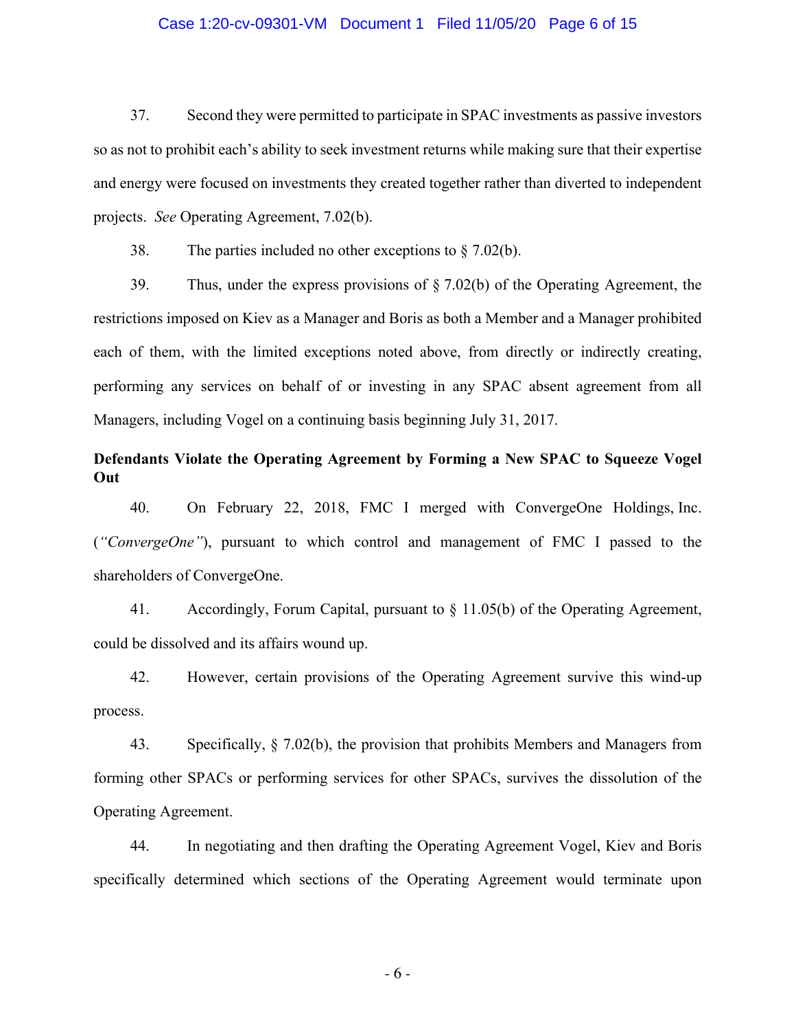37. Second they were permitted to participate in SPAC investments as passive investors so as not to prohibit each's ability to seek investment returns while making sure that their expertise and energy were focused on investments they created together rather than diverted to independent projects. *See* Operating Agreement, 7.02(b).

38. The parties included no other exceptions to § 7.02(b).

39. Thus, under the express provisions of § 7.02(b) of the Operating Agreement, the restrictions imposed on Kiev as a Manager and Boris as both a Member and a Manager prohibited each of them, with the limited exceptions noted above, from directly or indirectly creating, performing any services on behalf of or investing in any SPAC absent agreement from all Managers, including Vogel on a continuing basis beginning July 31, 2017.

**Defendants Violate the Operating Agreement by Forming a New SPAC to Squeeze Vogel Out**

40. On February 22, 2018, FMC I merged with ConvergeOne Holdings, Inc. (*"ConvergeOne"*), pursuant to which control and management of FMC I passed to the shareholders of ConvergeOne.

41. Accordingly, Forum Capital, pursuant to § 11.05(b) of the Operating Agreement, could be dissolved and its affairs wound up.

42. However, certain provisions of the Operating Agreement survive this wind-up process.

43. Specifically, § 7.02(b), the provision that prohibits Members and Managers from forming other SPACs or performing services for other SPACs, survives the dissolution of the Operating Agreement.

44. In negotiating and then drafting the Operating Agreement Vogel, Kiev and Boris specifically determined which sections of the Operating Agreement would terminate upon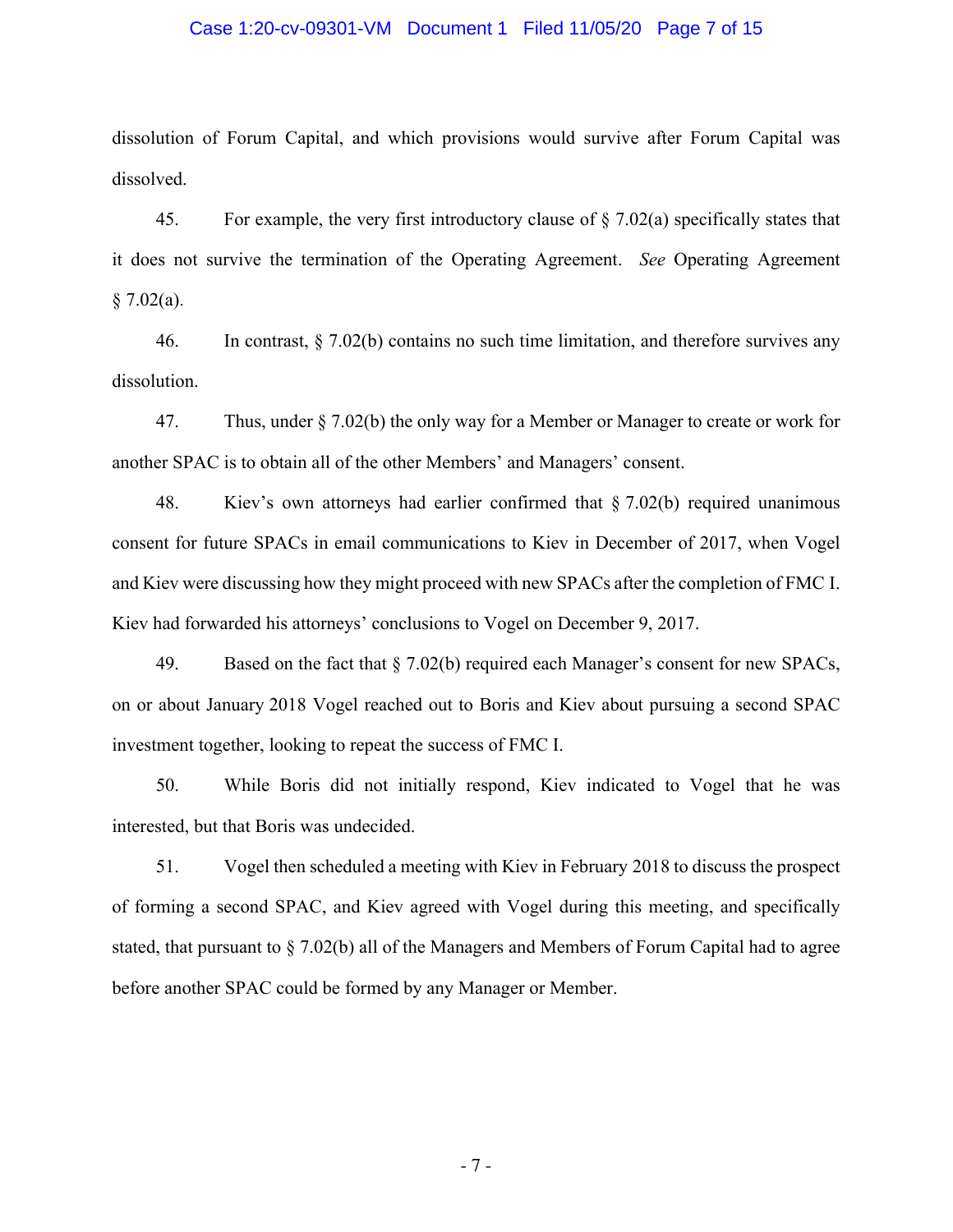dissolution of Forum Capital, and which provisions would survive after Forum Capital was dissolved.

45. For example, the very first introductory clause of § 7.02(a) specifically states that it does not survive the termination of the Operating Agreement. *See* Operating Agreement § 7.02(a).

46. In contrast, § 7.02(b) contains no such time limitation, and therefore survives any dissolution.

47. Thus, under § 7.02(b) the only way for a Member or Manager to create or work for another SPAC is to obtain all of the other Members' and Managers' consent.

48. Kiev's own attorneys had earlier confirmed that § 7.02(b) required unanimous consent for future SPACs in email communications to Kiev in December of 2017, when Vogel and Kiev were discussing how they might proceed with new SPACs after the completion of FMC I. Kiev had forwarded his attorneys' conclusions to Vogel on December 9, 2017.

49. Based on the fact that § 7.02(b) required each Manager's consent for new SPACs, on or about January 2018 Vogel reached out to Boris and Kiev about pursuing a second SPAC investment together, looking to repeat the success of FMC I.

50. While Boris did not initially respond, Kiev indicated to Vogel that he was interested, but that Boris was undecided.

51. Vogel then scheduled a meeting with Kiev in February 2018 to discuss the prospect of forming a second SPAC, and Kiev agreed with Vogel during this meeting, and specifically stated, that pursuant to § 7.02(b) all of the Managers and Members of Forum Capital had to agree before another SPAC could be formed by any Manager or Member.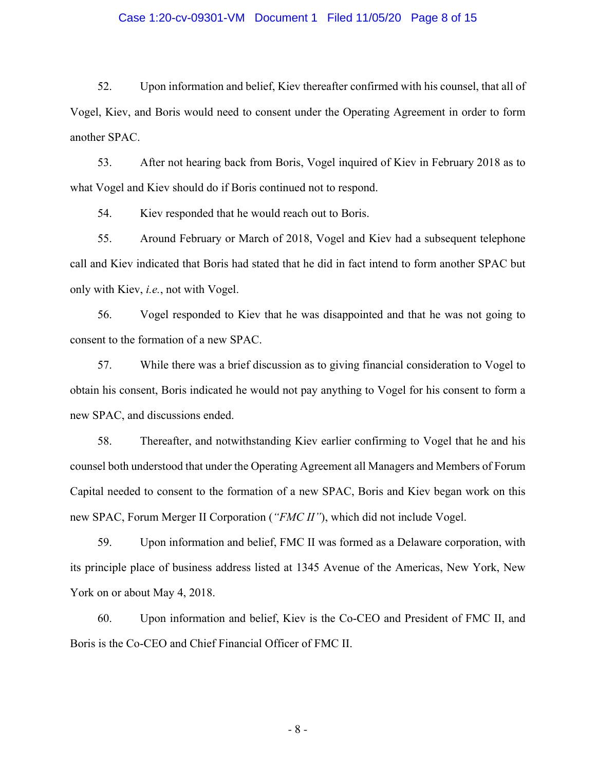52. Upon information and belief, Kiev thereafter confirmed with his counsel, that all of Vogel, Kiev, and Boris would need to consent under the Operating Agreement in order to form another SPAC.

53. After not hearing back from Boris, Vogel inquired of Kiev in February 2018 as to what Vogel and Kiev should do if Boris continued not to respond.

54. Kiev responded that he would reach out to Boris.

55. Around February or March of 2018, Vogel and Kiev had a subsequent telephone call and Kiev indicated that Boris had stated that he did in fact intend to form another SPAC but only with Kiev, *i.e.*, not with Vogel.

56. Vogel responded to Kiev that he was disappointed and that he was not going to consent to the formation of a new SPAC.

57. While there was a brief discussion as to giving financial consideration to Vogel to obtain his consent, Boris indicated he would not pay anything to Vogel for his consent to form a new SPAC, and discussions ended.

58. Thereafter, and notwithstanding Kiev earlier confirming to Vogel that he and his counsel both understood that under the Operating Agreement all Managers and Members of Forum Capital needed to consent to the formation of a new SPAC, Boris and Kiev began work on this new SPAC, Forum Merger II Corporation (*"FMC II"*), which did not include Vogel.

59. Upon information and belief, FMC II was formed as a Delaware corporation, with its principle place of business address listed at 1345 Avenue of the Americas, New York, New York on or about May 4, 2018.

60. Upon information and belief, Kiev is the Co-CEO and President of FMC II, and Boris is the Co-CEO and Chief Financial Officer of FMC II.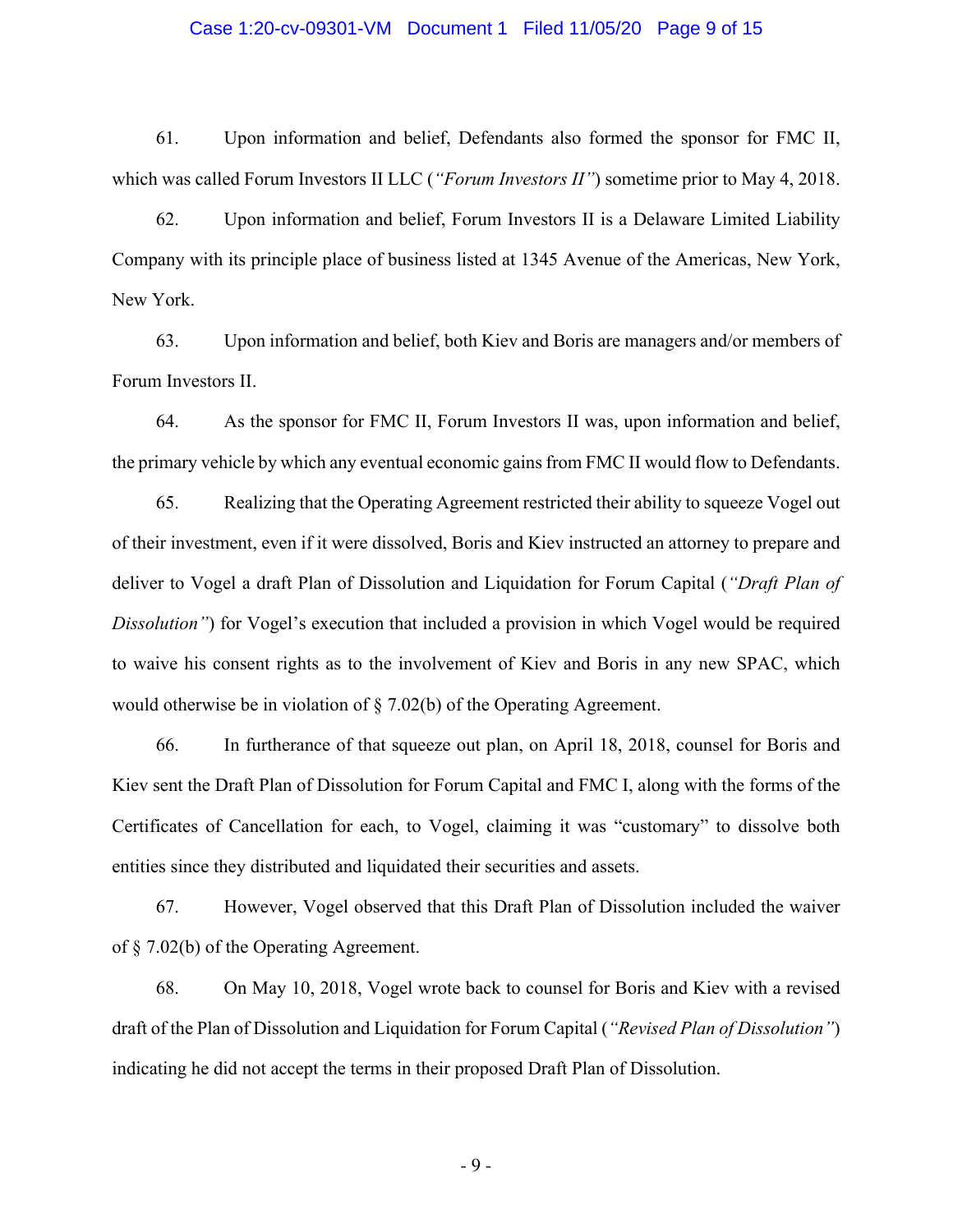61. Upon information and belief, Defendants also formed the sponsor for FMC II, which was called Forum Investors II LLC (*"Forum Investors II"*) sometime prior to May 4, 2018.

62. Upon information and belief, Forum Investors II is a Delaware Limited Liability Company with its principle place of business listed at 1345 Avenue of the Americas, New York, New York.

63. Upon information and belief, both Kiev and Boris are managers and/or members of Forum Investors II.

64. As the sponsor for FMC II, Forum Investors II was, upon information and belief, the primary vehicle by which any eventual economic gains from FMC II would flow to Defendants.

65. Realizing that the Operating Agreement restricted their ability to squeeze Vogel out of their investment, even if it were dissolved, Boris and Kiev instructed an attorney to prepare and deliver to Vogel a draft Plan of Dissolution and Liquidation for Forum Capital (*"Draft Plan of Dissolution"*) for Vogel's execution that included a provision in which Vogel would be required to waive his consent rights as to the involvement of Kiev and Boris in any new SPAC, which would otherwise be in violation of § 7.02(b) of the Operating Agreement.

66. In furtherance of that squeeze out plan, on April 18, 2018, counsel for Boris and Kiev sent the Draft Plan of Dissolution for Forum Capital and FMC I, along with the forms of the Certificates of Cancellation for each, to Vogel, claiming it was "customary" to dissolve both entities since they distributed and liquidated their securities and assets.

67. However, Vogel observed that this Draft Plan of Dissolution included the waiver of § 7.02(b) of the Operating Agreement.

68. On May 10, 2018, Vogel wrote back to counsel for Boris and Kiev with a revised draft of the Plan of Dissolution and Liquidation for Forum Capital (*"Revised Plan of Dissolution"*) indicating he did not accept the terms in their proposed Draft Plan of Dissolution.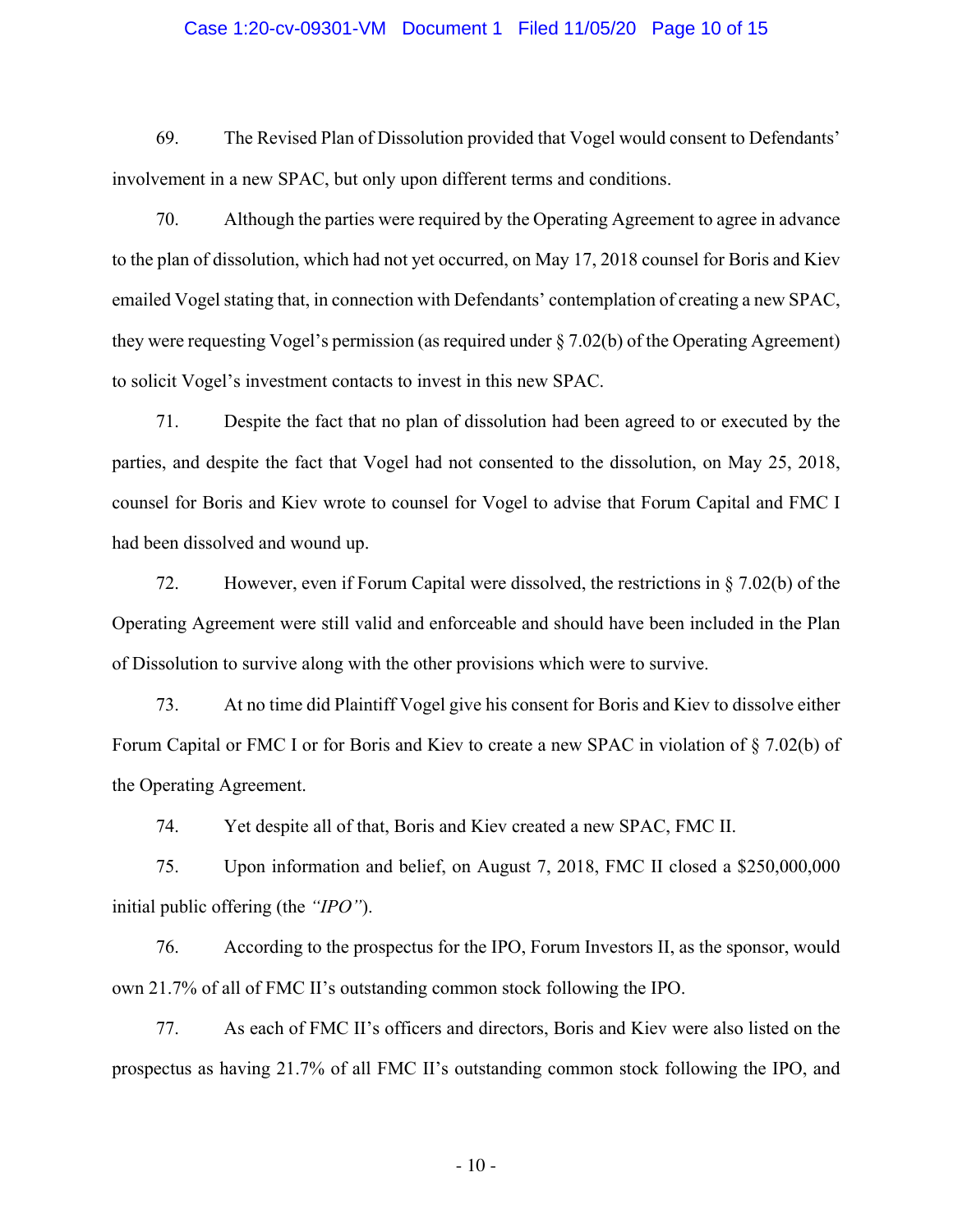69. The Revised Plan of Dissolution provided that Vogel would consent to Defendants' involvement in a new SPAC, but only upon different terms and conditions.

70. Although the parties were required by the Operating Agreement to agree in advance to the plan of dissolution, which had not yet occurred, on May 17, 2018 counsel for Boris and Kiev emailed Vogel stating that, in connection with Defendants' contemplation of creating a new SPAC, they were requesting Vogel's permission (as required under § 7.02(b) of the Operating Agreement) to solicit Vogel's investment contacts to invest in this new SPAC.

71. Despite the fact that no plan of dissolution had been agreed to or executed by the parties, and despite the fact that Vogel had not consented to the dissolution, on May 25, 2018, counsel for Boris and Kiev wrote to counsel for Vogel to advise that Forum Capital and FMC I had been dissolved and wound up.

72. However, even if Forum Capital were dissolved, the restrictions in § 7.02(b) of the Operating Agreement were still valid and enforceable and should have been included in the Plan of Dissolution to survive along with the other provisions which were to survive.

73. At no time did Plaintiff Vogel give his consent for Boris and Kiev to dissolve either Forum Capital or FMC I or for Boris and Kiev to create a new SPAC in violation of § 7.02(b) of the Operating Agreement.

74. Yet despite all of that, Boris and Kiev created a new SPAC, FMC II.

75. Upon information and belief, on August 7, 2018, FMC II closed a $250,000,000 initial public offering (the *"IPO"*).

76. According to the prospectus for the IPO, Forum Investors II, as the sponsor, would own 21.7% of all of FMC II's outstanding common stock following the IPO.

77. As each of FMC II's officers and directors, Boris and Kiev were also listed on the prospectus as having 21.7% of all FMC II's outstanding common stock following the IPO, and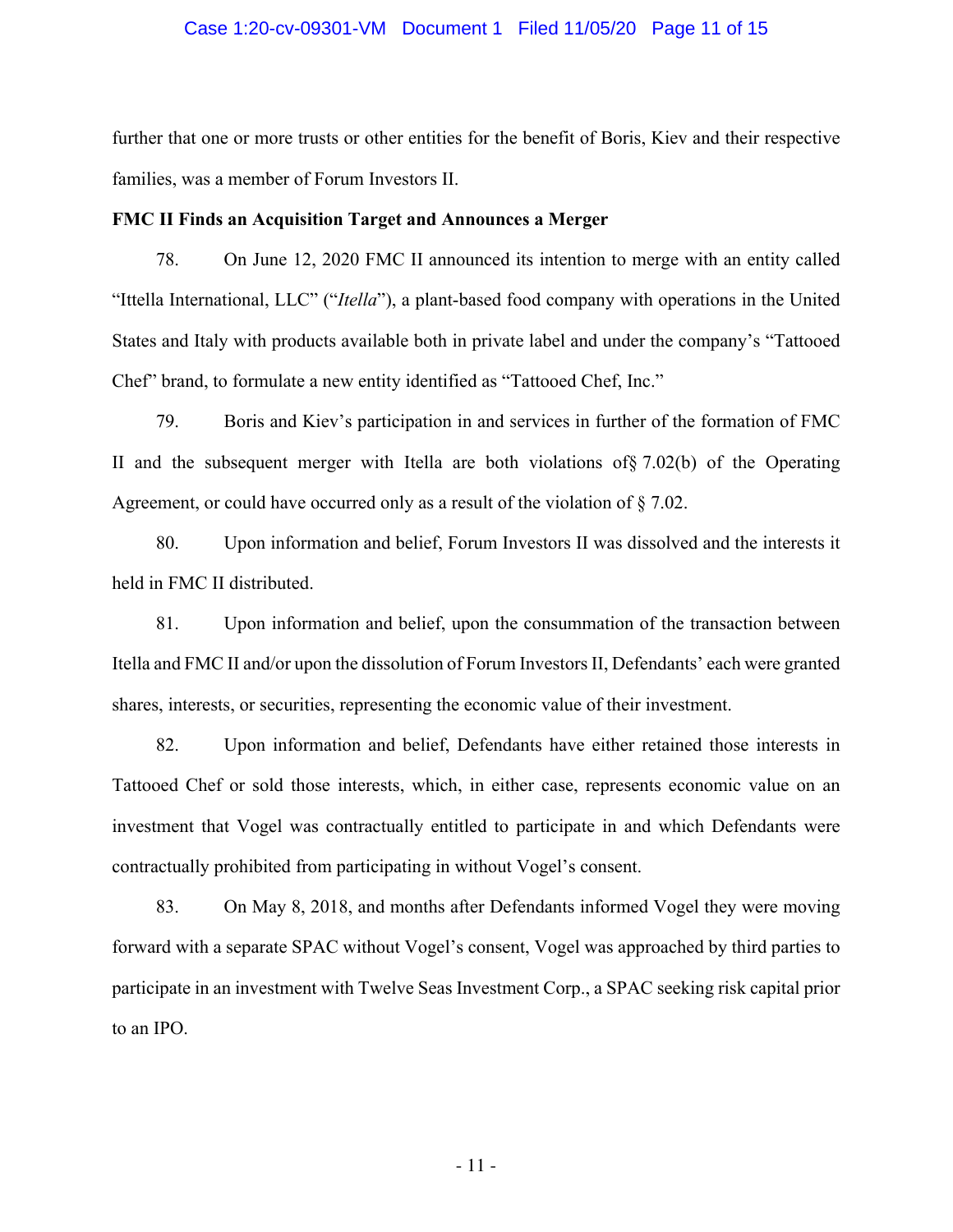further that one or more trusts or other entities for the benefit of Boris, Kiev and their respective families, was a member of Forum Investors II.

**FMC II Finds an Acquisition Target and Announces a Merger**

78. On June 12, 2020 FMC II announced its intention to merge with an entity called "Ittella International, LLC" ("*Itella*"), a plant-based food company with operations in the United States and Italy with products available both in private label and under the company's "Tattooed Chef" brand, to formulate a new entity identified as "Tattooed Chef, Inc."

79. Boris and Kiev's participation in and services in further of the formation of FMC II and the subsequent merger with Itella are both violations of§ 7.02(b) of the Operating Agreement, or could have occurred only as a result of the violation of § 7.02.

80. Upon information and belief, Forum Investors II was dissolved and the interests it held in FMC II distributed.

81. Upon information and belief, upon the consummation of the transaction between Itella and FMC II and/or upon the dissolution of Forum Investors II, Defendants' each were granted shares, interests, or securities, representing the economic value of their investment.

82. Upon information and belief, Defendants have either retained those interests in Tattooed Chef or sold those interests, which, in either case, represents economic value on an investment that Vogel was contractually entitled to participate in and which Defendants were contractually prohibited from participating in without Vogel's consent.

83. On May 8, 2018, and months after Defendants informed Vogel they were moving forward with a separate SPAC without Vogel's consent, Vogel was approached by third parties to participate in an investment with Twelve Seas Investment Corp., a SPAC seeking risk capital prior to an IPO.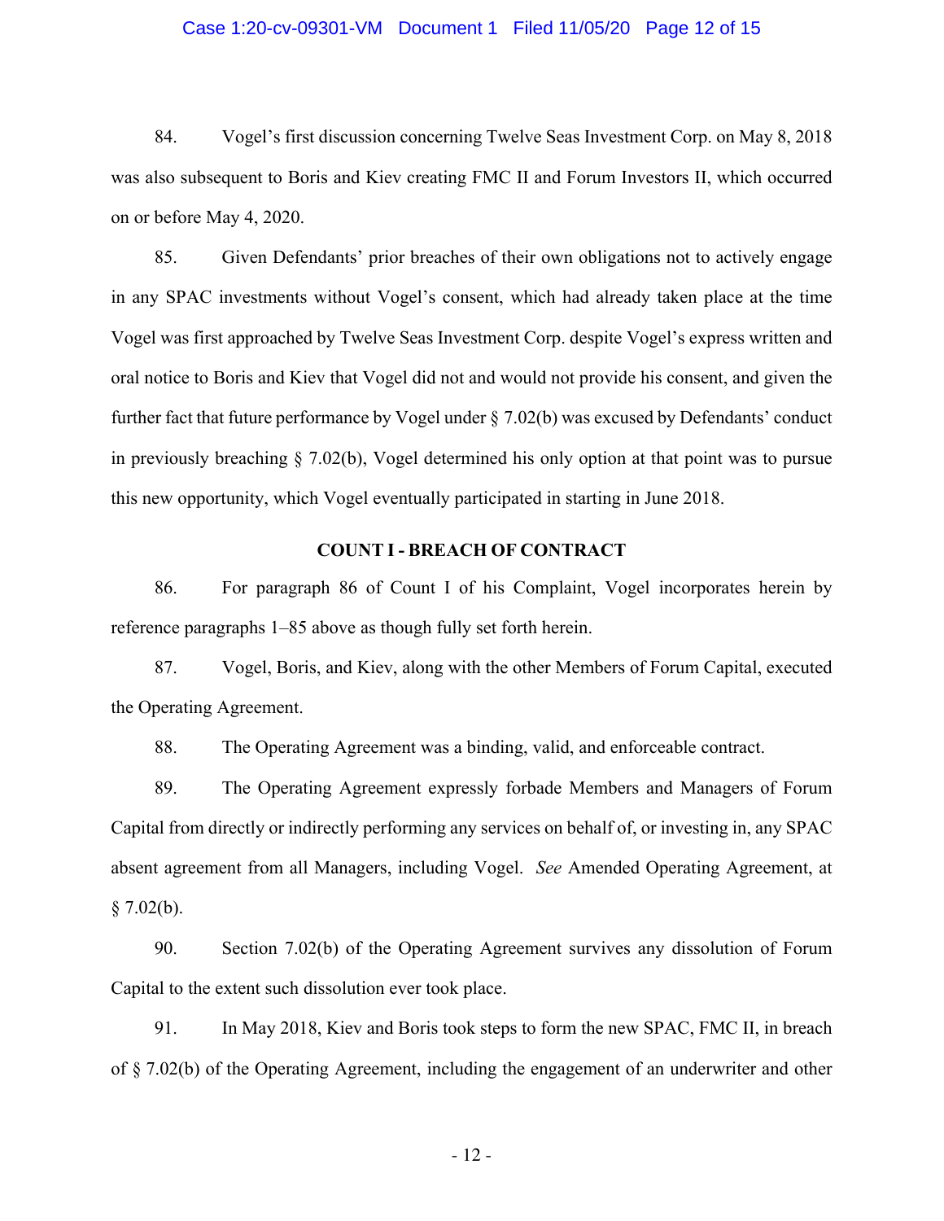84. Vogel's first discussion concerning Twelve Seas Investment Corp. on May 8, 2018 was also subsequent to Boris and Kiev creating FMC II and Forum Investors II, which occurred on or before May 4, 2020.

85. Given Defendants' prior breaches of their own obligations not to actively engage in any SPAC investments without Vogel's consent, which had already taken place at the time Vogel was first approached by Twelve Seas Investment Corp. despite Vogel's express written and oral notice to Boris and Kiev that Vogel did not and would not provide his consent, and given the further fact that future performance by Vogel under § 7.02(b) was excused by Defendants' conduct in previously breaching § 7.02(b), Vogel determined his only option at that point was to pursue this new opportunity, which Vogel eventually participated in starting in June 2018.

## COUNT I - BREACH OF CONTRACT

86. For paragraph 86 of Count I of his Complaint, Vogel incorporates herein by reference paragraphs 1–85 above as though fully set forth herein.

87. Vogel, Boris, and Kiev, along with the other Members of Forum Capital, executed the Operating Agreement.

88. The Operating Agreement was a binding, valid, and enforceable contract.

89. The Operating Agreement expressly forbade Members and Managers of Forum Capital from directly or indirectly performing any services on behalf of, or investing in, any SPAC absent agreement from all Managers, including Vogel. *See* Amended Operating Agreement, at § 7.02(b).

90. Section 7.02(b) of the Operating Agreement survives any dissolution of Forum Capital to the extent such dissolution ever took place.

91. In May 2018, Kiev and Boris took steps to form the new SPAC, FMC II, in breach of § 7.02(b) of the Operating Agreement, including the engagement of an underwriter and other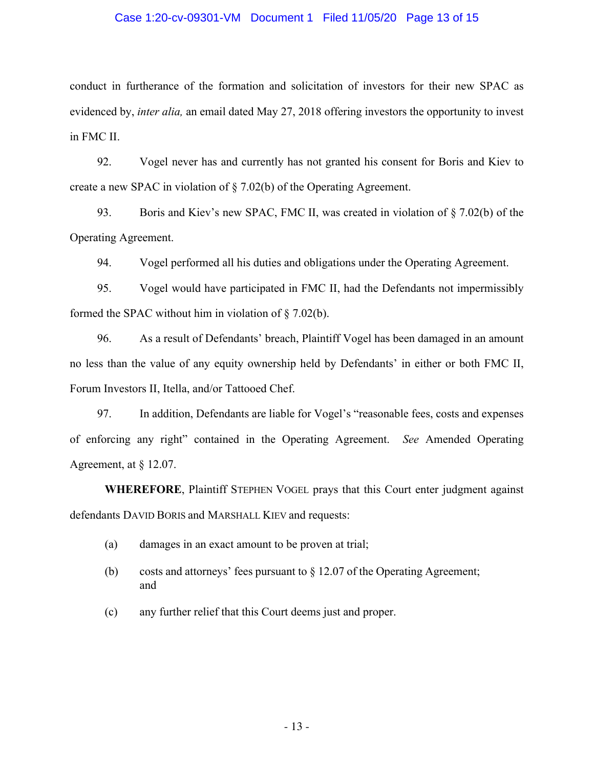conduct in furtherance of the formation and solicitation of investors for their new SPAC as evidenced by, *inter alia,* an email dated May 27, 2018 offering investors the opportunity to invest in FMC II.

92. Vogel never has and currently has not granted his consent for Boris and Kiev to create a new SPAC in violation of § 7.02(b) of the Operating Agreement.

93. Boris and Kiev's new SPAC, FMC II, was created in violation of § 7.02(b) of the Operating Agreement.

94. Vogel performed all his duties and obligations under the Operating Agreement.

95. Vogel would have participated in FMC II, had the Defendants not impermissibly formed the SPAC without him in violation of § 7.02(b).

96. As a result of Defendants' breach, Plaintiff Vogel has been damaged in an amount no less than the value of any equity ownership held by Defendants' in either or both FMC II, Forum Investors II, Itella, and/or Tattooed Chef.

97. In addition, Defendants are liable for Vogel's "reasonable fees, costs and expenses of enforcing any right" contained in the Operating Agreement. *See* Amended Operating Agreement, at § 12.07.

**WHEREFORE**, Plaintiff STEPHEN VOGEL prays that this Court enter judgment against defendants DAVID BORIS and MARSHALL KIEV and requests:

(a) damages in an exact amount to be proven at trial;

(b) costs and attorneys' fees pursuant to § 12.07 of the Operating Agreement; and

(c) any further relief that this Court deems just and proper.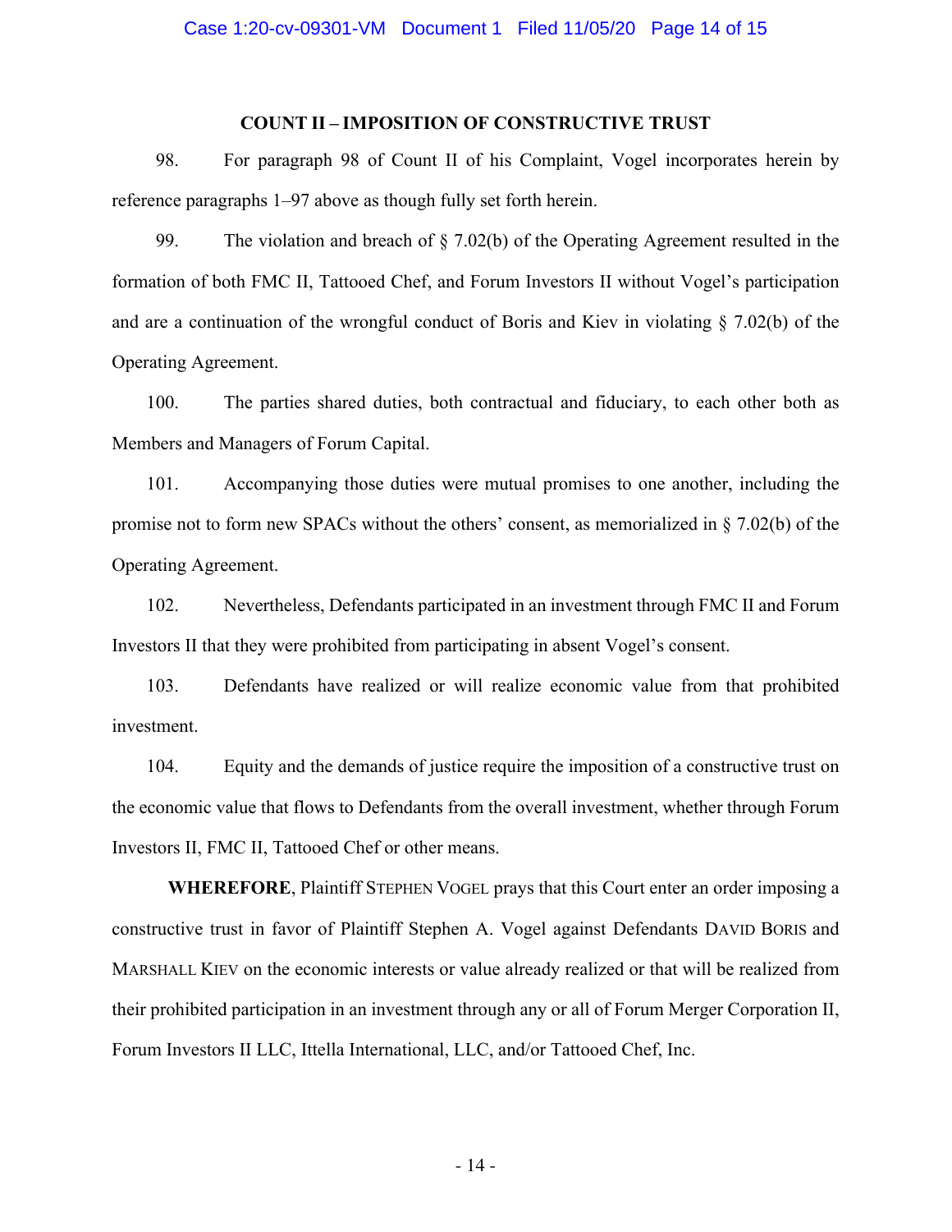## COUNT II – IMPOSITION OF CONSTRUCTIVE TRUST

98. For paragraph 98 of Count II of his Complaint, Vogel incorporates herein by reference paragraphs 1–97 above as though fully set forth herein.

99. The violation and breach of § 7.02(b) of the Operating Agreement resulted in the formation of both FMC II, Tattooed Chef, and Forum Investors II without Vogel's participation and are a continuation of the wrongful conduct of Boris and Kiev in violating § 7.02(b) of the Operating Agreement.

100. The parties shared duties, both contractual and fiduciary, to each other both as Members and Managers of Forum Capital.

101. Accompanying those duties were mutual promises to one another, including the promise not to form new SPACs without the others' consent, as memorialized in § 7.02(b) of the Operating Agreement.

102. Nevertheless, Defendants participated in an investment through FMC II and Forum Investors II that they were prohibited from participating in absent Vogel's consent.

103. Defendants have realized or will realize economic value from that prohibited investment.

104. Equity and the demands of justice require the imposition of a constructive trust on the economic value that flows to Defendants from the overall investment, whether through Forum Investors II, FMC II, Tattooed Chef or other means.

**WHEREFORE**, Plaintiff STEPHEN VOGEL prays that this Court enter an order imposing a constructive trust in favor of Plaintiff Stephen A. Vogel against Defendants DAVID BORIS and MARSHALL KIEV on the economic interests or value already realized or that will be realized from their prohibited participation in an investment through any or all of Forum Merger Corporation II, Forum Investors II LLC, Ittella International, LLC, and/or Tattooed Chef, Inc.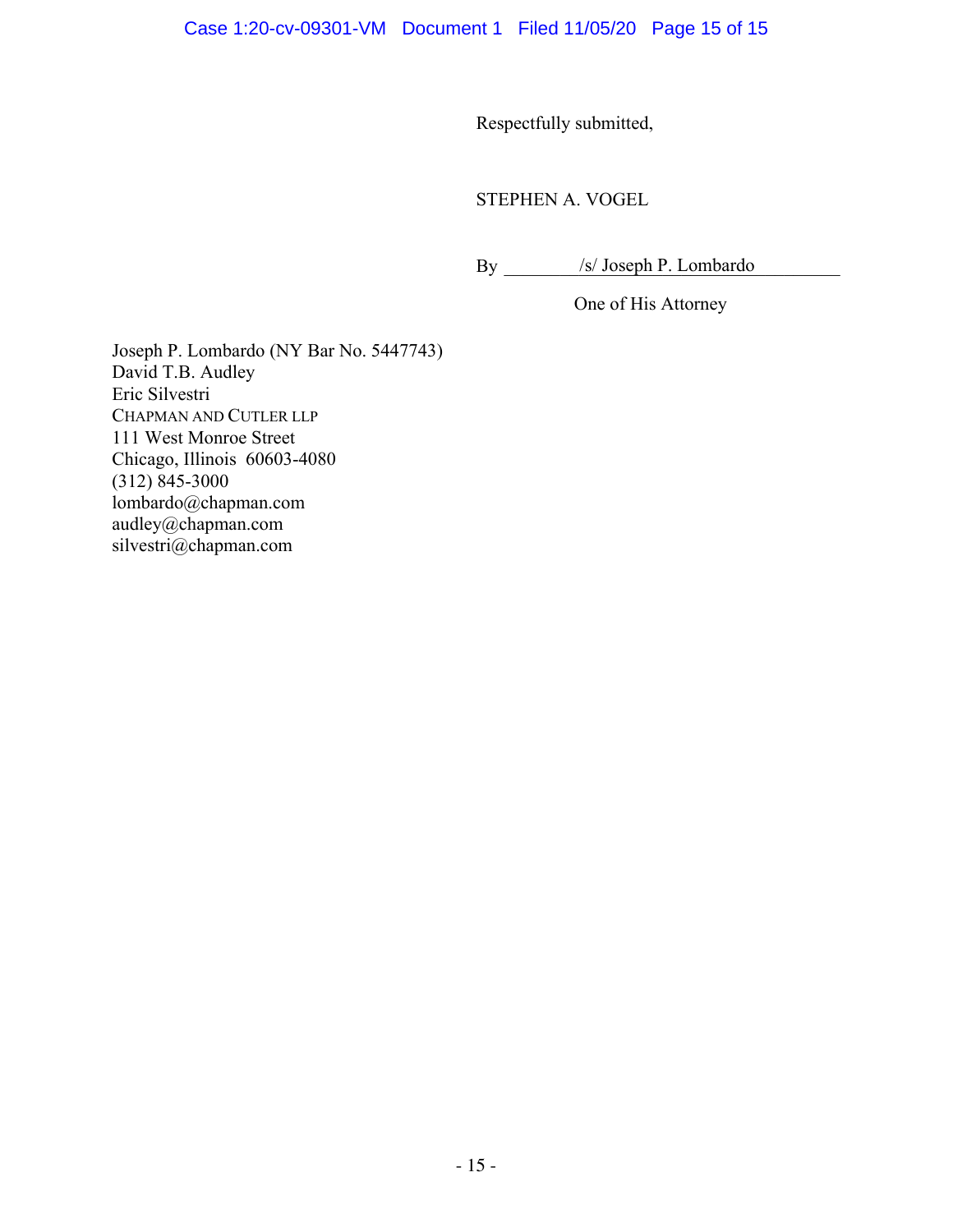Respectfully submitted,

STEPHEN A. VOGEL

By /s/ Joseph P. Lombardo

One of His Attorney

Joseph P. Lombardo (NY Bar No. 5447743)
David T.B. Audley
Eric Silvestri
CHAPMAN AND CUTLER LLP
111 West Monroe Street
Chicago, Illinois 60603-4080
(312) 845-3000
lombardo@chapman.com
audley@chapman.com
silvestri@chapman.com